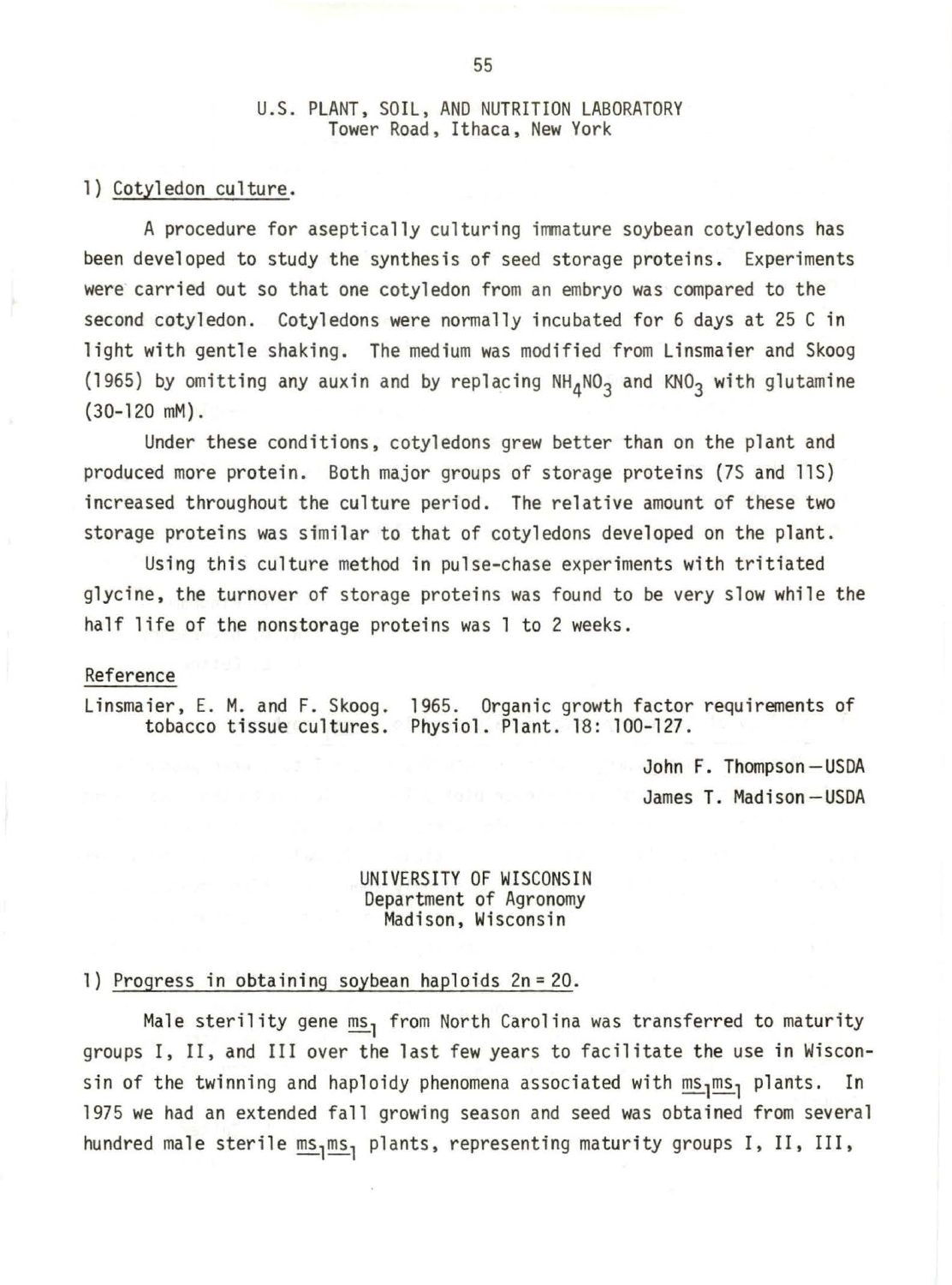## U.S. PLANT, SOIL, AND NUTRITION LABORATORY
Tower Road, Ithaca, New York

### 1) Cotyledon culture.

A procedure for aseptically culturing immature soybean cotyledons has been developed to study the synthesis of seed storage proteins. Experiments were carried out so that one cotyledon from an embryo was compared to the second cotyledon. Cotyledons were normally incubated for 6 days at 25 C in light with gentle shaking. The medium was modified from Linsmaier and Skoog (1965) by omitting any auxin and by replacing $NH_4NO_3$ and $KNO_3$ with glutamine (30-120 mM).

Under these conditions, cotyledons grew better than on the plant and produced more protein. Both major groups of storage proteins (7S and 11S) increased throughout the culture period. The relative amount of these two storage proteins was similar to that of cotyledons developed on the plant.

Using this culture method in pulse-chase experiments with tritiated glycine, the turnover of storage proteins was found to be very slow while the half life of the nonstorage proteins was 1 to 2 weeks.

#### Reference

Linsmaier, E. M. and F. Skoog. 1965. Organic growth factor requirements of tobacco tissue cultures. Physiol. Plant. 18: 100-127.

John F. Thompson—USDA
James T. Madison—USDA

## UNIVERSITY OF WISCONSIN
Department of Agronomy
Madison, Wisconsin

### 1) Progress in obtaining soybean haploids 2n = 20.

Male sterility gene $ms_1$ from North Carolina was transferred to maturity groups I, II, and III over the last few years to facilitate the use in Wisconsin of the twinning and haploidy phenomena associated with $ms_1ms_1$ plants. In 1975 we had an extended fall growing season and seed was obtained from several hundred male sterile $ms_1ms_1$ plants, representing maturity groups I, II, III,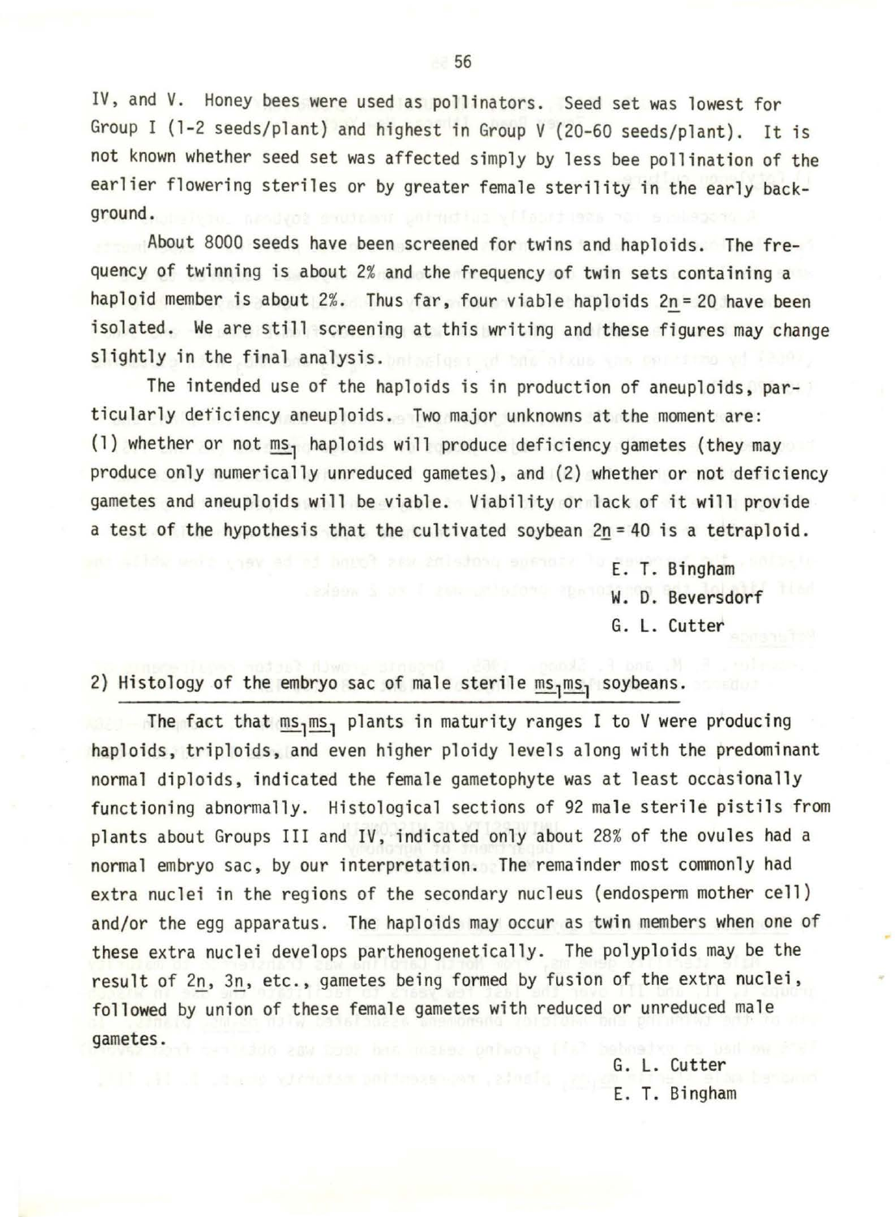IV, and V. Honey bees were used as pollinators. Seed set was lowest for Group I (1-2 seeds/plant) and highest in Group V (20-60 seeds/plant). It is not known whether seed set was affected simply by less bee pollination of the earlier flowering steriles or by greater female sterility in the early background.

About 8000 seeds have been screened for twins and haploids. The frequency of twinning is about 2% and the frequency of twin sets containing a haploid member is about 2%. Thus far, four viable haploids $2n = 20$ have been isolated. We are still screening at this writing and these figures may change slightly in the final analysis.

The intended use of the haploids is in production of aneuploids, particularly deficiency aneuploids. Two major unknowns at the moment are: (1) whether or not $ms_1$ haploids will produce deficiency gametes (they may produce only numerically unreduced gametes), and (2) whether or not deficiency gametes and aneuploids will be viable. Viability or lack of it will provide a test of the hypothesis that the cultivated soybean $2n = 40$ is a tetraploid.

E. T. Bingham
W. D. Beversdorf
G. L. Cutter

## 2) Histology of the embryo sac of male sterile $ms_1ms_1$ soybeans.

The fact that $ms_1ms_1$ plants in maturity ranges I to V were producing haploids, triploids, and even higher ploidy levels along with the predominant normal diploids, indicated the female gametophyte was at least occasionally functioning abnormally. Histological sections of 92 male sterile pistils from plants about Groups III and IV, indicated only about 28% of the ovules had a normal embryo sac, by our interpretation. The remainder most commonly had extra nuclei in the regions of the secondary nucleus (endosperm mother cell) and/or the egg apparatus. The haploids may occur as twin members when one of these extra nuclei develops parthenogenetically. The polyploids may be the result of $2n$, $3n$, etc., gametes being formed by fusion of the extra nuclei, followed by union of these female gametes with reduced or unreduced male gametes.

G. L. Cutter
E. T. Bingham